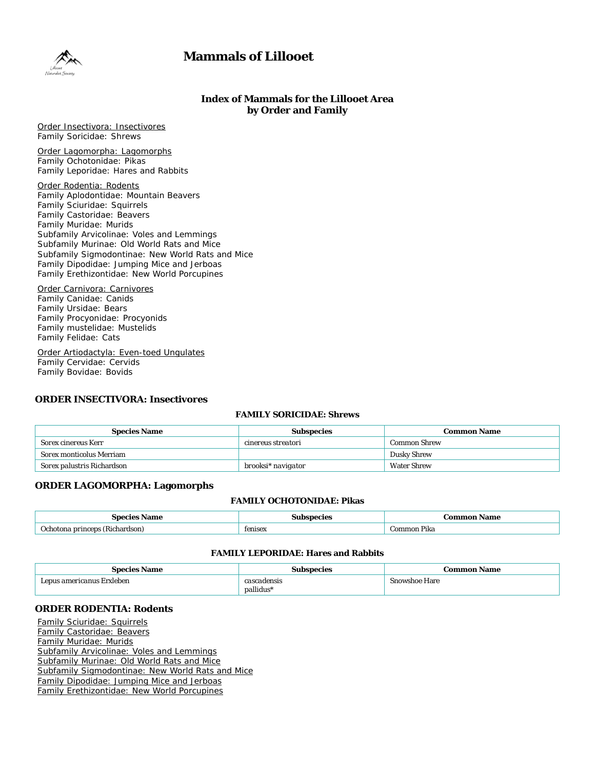# Mammals of Lillooet

### Index of Mammals for the Lillooet Area by Order and Family

Order Insectivora: Insectivores
Family Soricidae: Shrews

Order Lagomorpha: Lagomorphs
Family Ochotonidae: Pikas
Family Leporidae: Hares and Rabbits

Order Rodentia: Rodents
Family Aplodontidae: Mountain Beavers
Family Sciuridae: Squirrels
Family Castoridae: Beavers
Family Muridae: Murids
Subfamily Arvicolinae: Voles and Lemmings
Subfamily Murinae: Old World Rats and Mice
Subfamily Sigmodontinae: New World Rats and Mice
Family Dipodidae: Jumping Mice and Jerboas
Family Erethizontidae: New World Porcupines

Order Carnivora: Carnivores
Family Canidae: Canids
Family Ursidae: Bears
Family Procyonidae: Procyonids
Family mustelidae: Mustelids
Family Felidae: Cats

Order Artiodactyla: Even-toed Ungulates
Family Cervidae: Cervids
Family Bovidae: Bovids

## ORDER INSECTIVORA: Insectivores

#### FAMILY SORICIDAE: Shrews

| Species Name | Subspecies | Common Name |
|---|---|---|
| Sorex cinereus Kerr | cinereus streatori | Common Shrew |
| Sorex monticolus Merriam | | Dusky Shrew |
| Sorex palustris Richardson | brooksi* navigator | Water Shrew |

## ORDER LAGOMORPHA: Lagomorphs

#### FAMILY OCHOTONIDAE: Pikas

| Species Name | Subspecies | Common Name |
|---|---|---|
| Ochotona princeps (Richardson) | fenisex | Common Pika |

#### FAMILY LEPORIDAE: Hares and Rabbits

| Species Name | Subspecies | Common Name |
|---|---|---|
| Lepus americanus Erxleben | cascadensis pallidus* | Snowshoe Hare |

## ORDER RODENTIA: Rodents

Family Sciuridae: Squirrels
Family Castoridae: Beavers
Family Muridae: Murids
Subfamily Arvicolinae: Voles and Lemmings
Subfamily Murinae: Old World Rats and Mice
Subfamily Sigmodontinae: New World Rats and Mice
Family Dipodidae: Jumping Mice and Jerboas
Family Erethizontidae: New World Porcupines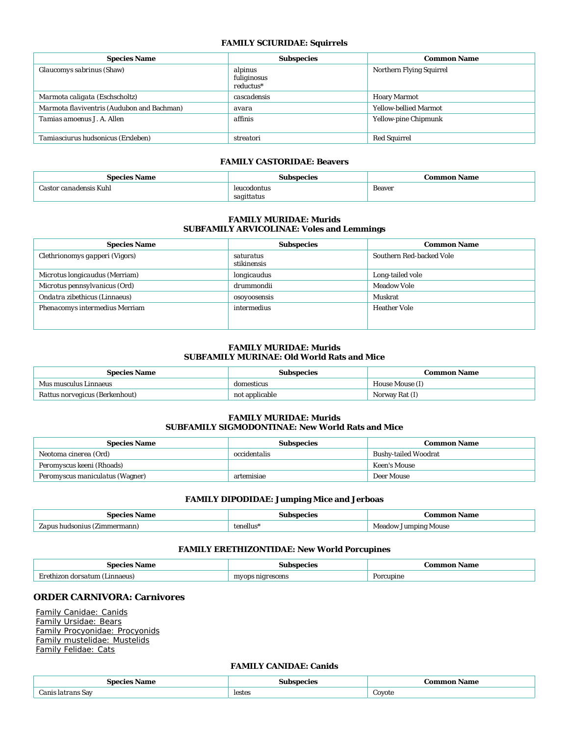#### FAMILY SCIURIDAE: Squirrels

| Species Name | Subspecies | Common Name |
|---|---|---|
| Glaucomys sabrinus (Shaw) | alpinus<br>fuliginosus<br>reductus* | Northern Flying Squirrel |
| Marmota caligata (Eschscholtz) | cascadensis | Hoary Marmot |
| Marmota flaviventris (Audubon and Bachman) | avara | Yellow-bellied Marmot |
| Tamias amoenus J. A. Allen | affinis | Yellow-pine Chipmunk |
| Tamiasciurus hudsonicus (Erxleben) | streatori | Red Squirrel |

#### FAMILY CASTORIDAE: Beavers

| Species Name | Subspecies | Common Name |
|---|---|---|
| Castor canadensis Kuhl | leucodontus<br>sagittatus | Beaver |

#### FAMILY MURIDAE: Murids
#### SUBFAMILY ARVICOLINAE: Voles and Lemmings

| Species Name | Subspecies | Common Name |
|---|---|---|
| Clethrionomys gapperi (Vigors) | saturatus<br>stikinensis | Southern Red-backed Vole |
| Microtus longicaudus (Merriam) | longicaudus | Long-tailed vole |
| Microtus pennsylvanicus (Ord) | drummondii | Meadow Vole |
| Ondatra zibethicus (Linnaeus) | osoyoosensis | Muskrat |
| Phenacomys intermedius Merriam | intermedius | Heather Vole |

#### FAMILY MURIDAE: Murids
#### SUBFAMILY MURINAE: Old World Rats and Mice

| Species Name | Subspecies | Common Name |
|---|---|---|
| Mus musculus Linnaeus | domesticus | House Mouse (I) |
| Rattus norvegicus (Berkenhout) | not applicable | Norway Rat (I) |

#### FAMILY MURIDAE: Murids
#### SUBFAMILY SIGMODONTINAE: New World Rats and Mice

| Species Name | Subspecies | Common Name |
|---|---|---|
| Neotoma cinerea (Ord) | occidentalis | Bushy-tailed Woodrat |
| Peromyscus keeni (Rhoads) | | Keen's Mouse |
| Peromyscus maniculatus (Wagner) | artemisiae | Deer Mouse |

#### FAMILY DIPODIDAE: Jumping Mice and Jerboas

| Species Name | Subspecies | Common Name |
|---|---|---|
| Zapus hudsonius (Zimmermann) | tenellus* | Meadow Jumping Mouse |

#### FAMILY ERETHIZONTIDAE: New World Porcupines

| Species Name | Subspecies | Common Name |
|---|---|---|
| Erethizon dorsatum (Linnaeus) | myops nigrescens | Porcupine |

### ORDER CARNIVORA: Carnivores

- Family Canidae: Canids
- Family Ursidae: Bears
- Family Procyonidae: Procyonids
- Family mustelidae: Mustelids
- Family Felidae: Cats

#### FAMILY CANIDAE: Canids

| Species Name | Subspecies | Common Name |
|---|---|---|
| Canis latrans Say | lestes | Coyote |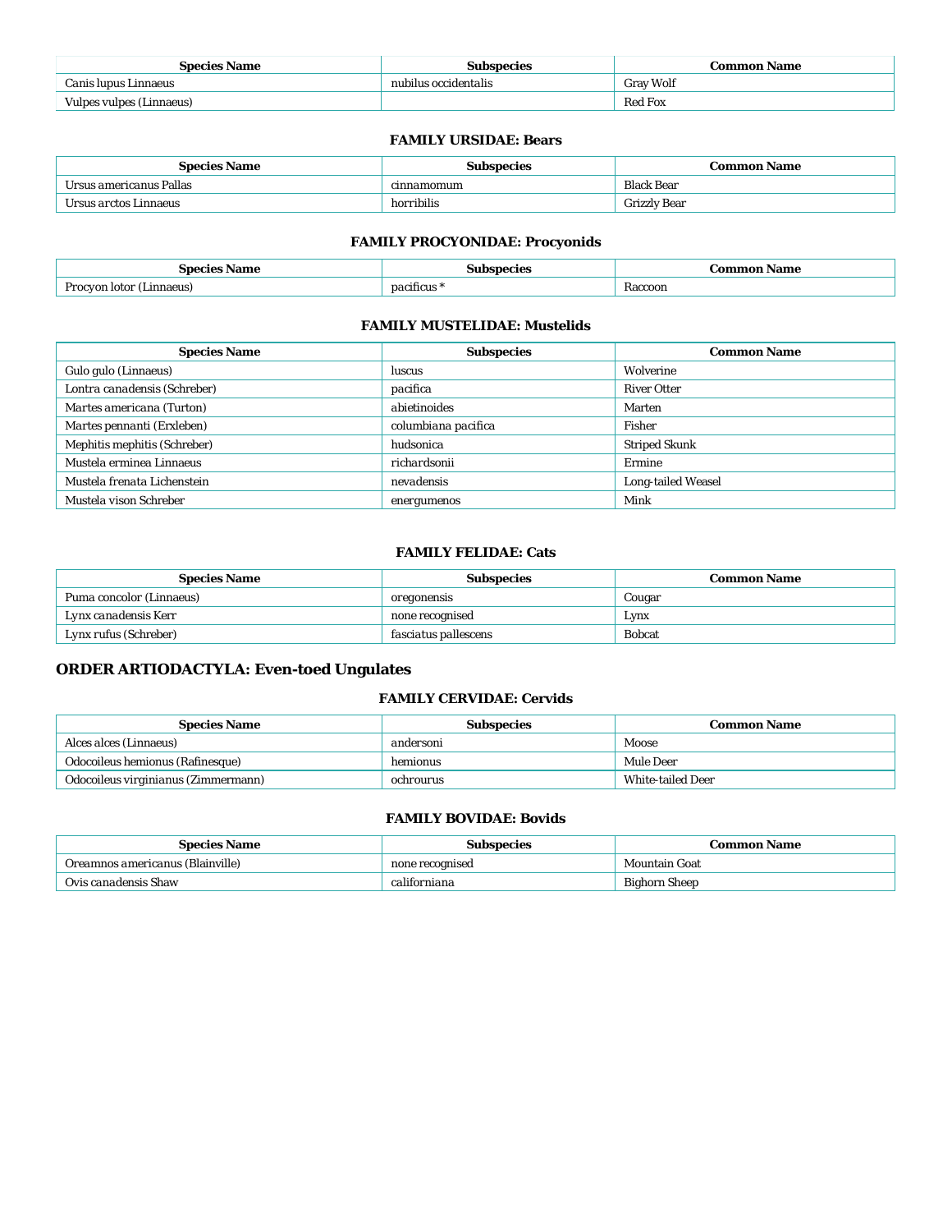| Species Name | Subspecies | Common Name |
|---|---|---|
| Canis lupus Linnaeus | nubilus occidentalis | Gray Wolf |
| Vulpes vulpes (Linnaeus) | | Red Fox |

### FAMILY URSIDAE: Bears

| Species Name | Subspecies | Common Name |
|---|---|---|
| Ursus americanus Pallas | cinnamomum | Black Bear |
| Ursus arctos Linnaeus | horribilis | Grizzly Bear |

### FAMILY PROCYONIDAE: Procyonids

| Species Name | Subspecies | Common Name |
|---|---|---|
| Procyon lotor (Linnaeus) | pacificus * | Raccoon |

### FAMILY MUSTELIDAE: Mustelids

| Species Name | Subspecies | Common Name |
|---|---|---|
| Gulo gulo (Linnaeus) | luscus | Wolverine |
| Lontra canadensis (Schreber) | pacifica | River Otter |
| Martes americana (Turton) | abietinoides | Marten |
| Martes pennanti (Erxleben) | columbiana pacifica | Fisher |
| Mephitis mephitis (Schreber) | hudsonica | Striped Skunk |
| Mustela erminea Linnaeus | richardsonii | Ermine |
| Mustela frenata Lichenstein | nevadensis | Long-tailed Weasel |
| Mustela vison Schreber | energumenos | Mink |

### FAMILY FELIDAE: Cats

| Species Name | Subspecies | Common Name |
|---|---|---|
| Puma concolor (Linnaeus) | oregonensis | Cougar |
| Lynx canadensis Kerr | none recognised | Lynx |
| Lynx rufus (Schreber) | fasciatus pallescens | Bobcat |

## ORDER ARTIODACTYLA: Even-toed Ungulates

### FAMILY CERVIDAE: Cervids

| Species Name | Subspecies | Common Name |
|---|---|---|
| Alces alces (Linnaeus) | andersoni | Moose |
| Odocoileus hemionus (Rafinesque) | hemionus | Mule Deer |
| Odocoileus virginianus (Zimmermann) | ochrourus | White-tailed Deer |

### FAMILY BOVIDAE: Bovids

| Species Name | Subspecies | Common Name |
|---|---|---|
| Oreamnos americanus (Blainville) | none recognised | Mountain Goat |
| Ovis canadensis Shaw | californiana | Bighorn Sheep |